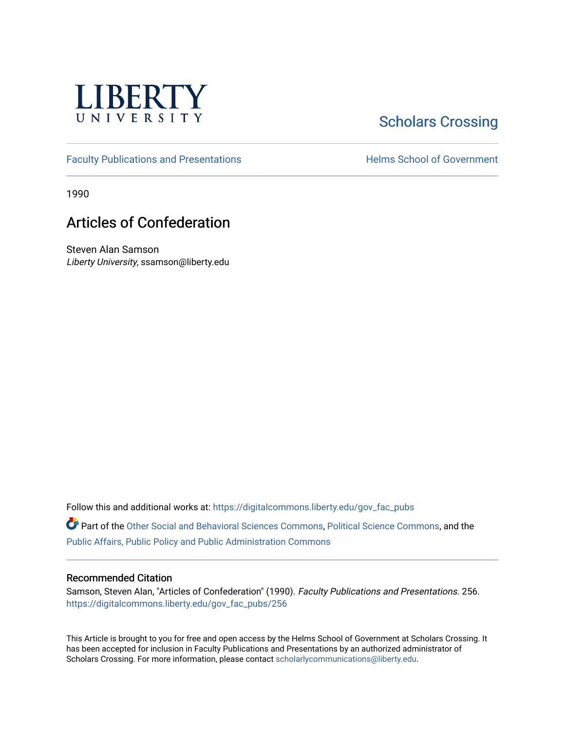LIBERTY UNIVERSITY

Scholars Crossing

Faculty Publications and Presentations

Helms School of Government

1990

# Articles of Confederation

Steven Alan Samson
*Liberty University*, ssamson@liberty.edu

Follow this and additional works at: https://digitalcommons.liberty.edu/gov_fac_pubs

Part of the Other Social and Behavioral Sciences Commons, Political Science Commons, and the Public Affairs, Public Policy and Public Administration Commons

## Recommended Citation

Samson, Steven Alan, "Articles of Confederation" (1990). *Faculty Publications and Presentations*. 256.
https://digitalcommons.liberty.edu/gov_fac_pubs/256

This Article is brought to you for free and open access by the Helms School of Government at Scholars Crossing. It has been accepted for inclusion in Faculty Publications and Presentations by an authorized administrator of Scholars Crossing. For more information, please contact scholarlycommunications@liberty.edu.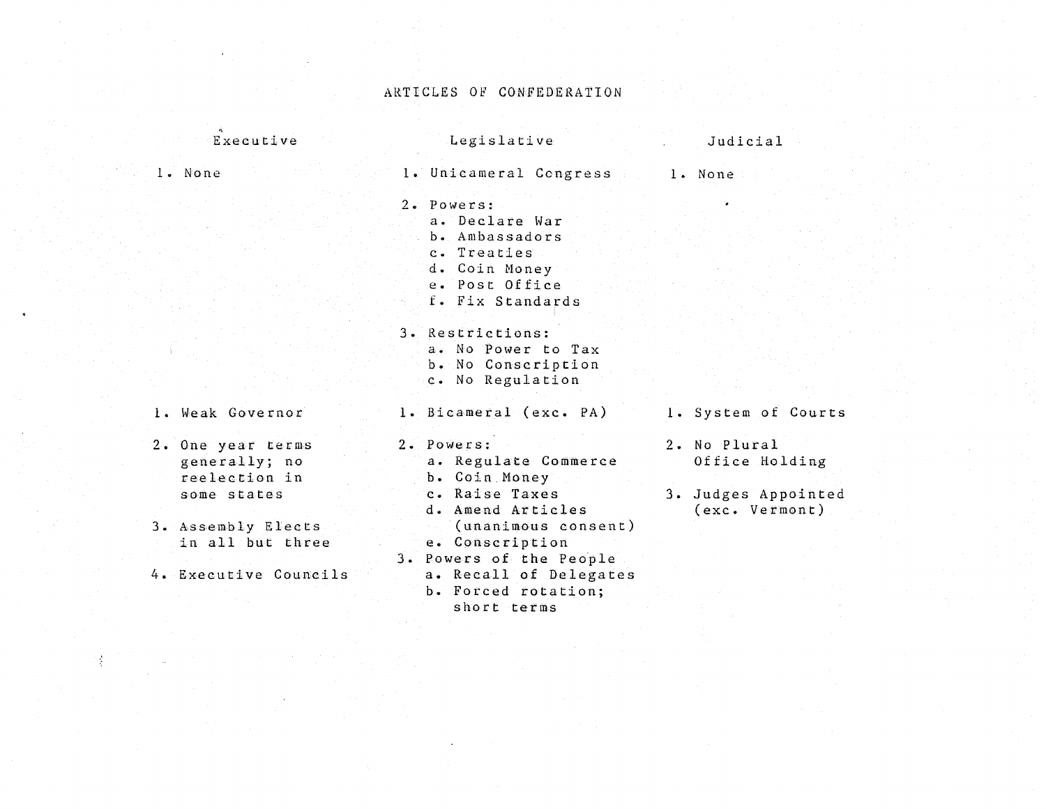# ARTICLES OF CONFEDERATION

| Executive | Legislative | Judicial |
|---|---|---|
| 1. None | 1. Unicameral Congress<br>2. Powers:<br>a. Declare War<br>b. Ambassadors<br>c. Treaties<br>d. Coin Money<br>e. Post Office<br>f. Fix Standards<br>3. Restrictions:<br>a. No Power to Tax<br>b. No Conscription<br>c. No Regulation | 1. None |
| 1. Weak Governor<br>2. One year terms generally; no reelection in some states<br>3. Assembly Elects in all but three<br>4. Executive Councils | 1. Bicameral (exc. PA)<br>2. Powers:<br>a. Regulate Commerce<br>b. Coin Money<br>c. Raise Taxes<br>d. Amend Articles (unanimous consent)<br>e. Conscription<br>3. Powers of the People<br>a. Recall of Delegates<br>b. Forced rotation; short terms | 1. System of Courts<br>2. No Plural Office Holding<br>3. Judges Appointed (exc. Vermont) |